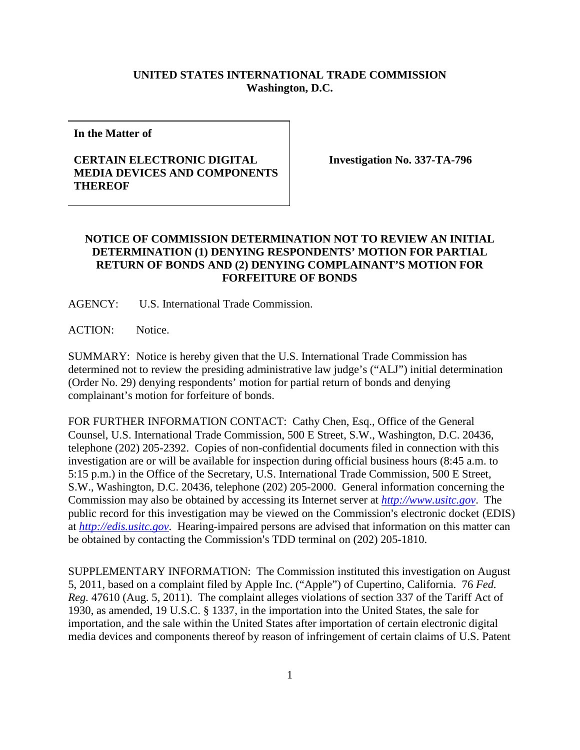**UNITED STATES INTERNATIONAL TRADE COMMISSION**
**Washington, D.C.**

| **In the Matter of**<br><br>**CERTAIN ELECTRONIC DIGITAL MEDIA DEVICES AND COMPONENTS THEREOF** | **Investigation No. 337-TA-796** |
|---|---|

**NOTICE OF COMMISSION DETERMINATION NOT TO REVIEW AN INITIAL DETERMINATION (1) DENYING RESPONDENTS' MOTION FOR PARTIAL RETURN OF BONDS AND (2) DENYING COMPLAINANT'S MOTION FOR FORFEITURE OF BONDS**

AGENCY: U.S. International Trade Commission.

ACTION: Notice.

SUMMARY: Notice is hereby given that the U.S. International Trade Commission has determined not to review the presiding administrative law judge's ("ALJ") initial determination (Order No. 29) denying respondents' motion for partial return of bonds and denying complainant's motion for forfeiture of bonds.

FOR FURTHER INFORMATION CONTACT: Cathy Chen, Esq., Office of the General Counsel, U.S. International Trade Commission, 500 E Street, S.W., Washington, D.C. 20436, telephone (202) 205-2392. Copies of non-confidential documents filed in connection with this investigation are or will be available for inspection during official business hours (8:45 a.m. to 5:15 p.m.) in the Office of the Secretary, U.S. International Trade Commission, 500 E Street, S.W., Washington, D.C. 20436, telephone (202) 205-2000. General information concerning the Commission may also be obtained by accessing its Internet server at *http://www.usitc.gov*. The public record for this investigation may be viewed on the Commission's electronic docket (EDIS) at *http://edis.usitc.gov*. Hearing-impaired persons are advised that information on this matter can be obtained by contacting the Commission's TDD terminal on (202) 205-1810.

SUPPLEMENTARY INFORMATION: The Commission instituted this investigation on August 5, 2011, based on a complaint filed by Apple Inc. ("Apple") of Cupertino, California. 76 *Fed. Reg.* 47610 (Aug. 5, 2011). The complaint alleges violations of section 337 of the Tariff Act of 1930, as amended, 19 U.S.C. § 1337, in the importation into the United States, the sale for importation, and the sale within the United States after importation of certain electronic digital media devices and components thereof by reason of infringement of certain claims of U.S. Patent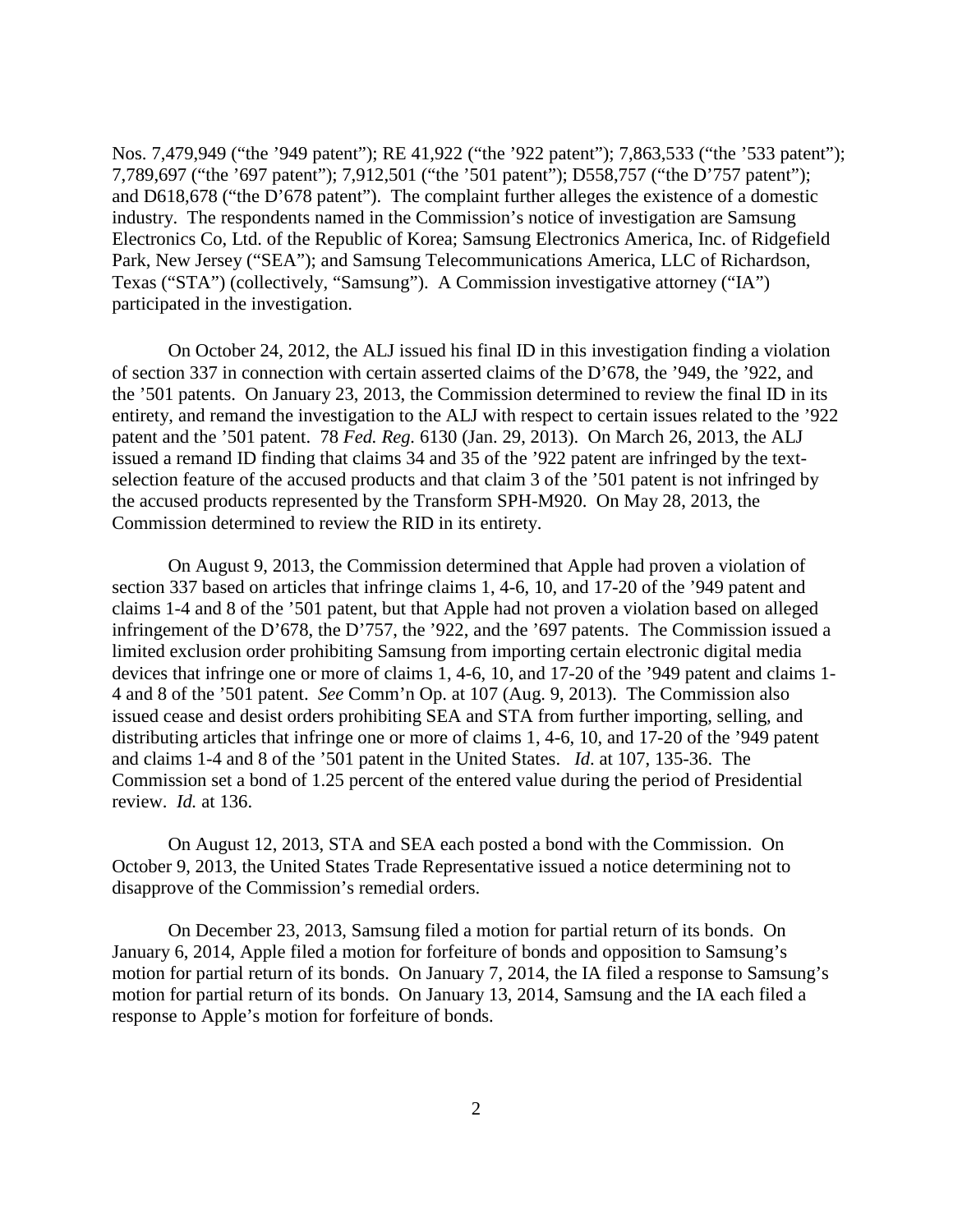Nos. 7,479,949 ("the '949 patent"); RE 41,922 ("the '922 patent"); 7,863,533 ("the '533 patent"); 7,789,697 ("the '697 patent"); 7,912,501 ("the '501 patent"); D558,757 ("the D'757 patent"); and D618,678 ("the D'678 patent"). The complaint further alleges the existence of a domestic industry. The respondents named in the Commission's notice of investigation are Samsung Electronics Co, Ltd. of the Republic of Korea; Samsung Electronics America, Inc. of Ridgefield Park, New Jersey ("SEA"); and Samsung Telecommunications America, LLC of Richardson, Texas ("STA") (collectively, "Samsung"). A Commission investigative attorney ("IA") participated in the investigation.

On October 24, 2012, the ALJ issued his final ID in this investigation finding a violation of section 337 in connection with certain asserted claims of the D'678, the '949, the '922, and the '501 patents. On January 23, 2013, the Commission determined to review the final ID in its entirety, and remand the investigation to the ALJ with respect to certain issues related to the '922 patent and the '501 patent. 78 *Fed. Reg.* 6130 (Jan. 29, 2013). On March 26, 2013, the ALJ issued a remand ID finding that claims 34 and 35 of the '922 patent are infringed by the text-selection feature of the accused products and that claim 3 of the '501 patent is not infringed by the accused products represented by the Transform SPH-M920. On May 28, 2013, the Commission determined to review the RID in its entirety.

On August 9, 2013, the Commission determined that Apple had proven a violation of section 337 based on articles that infringe claims 1, 4-6, 10, and 17-20 of the '949 patent and claims 1-4 and 8 of the '501 patent, but that Apple had not proven a violation based on alleged infringement of the D'678, the D'757, the '922, and the '697 patents. The Commission issued a limited exclusion order prohibiting Samsung from importing certain electronic digital media devices that infringe one or more of claims 1, 4-6, 10, and 17-20 of the '949 patent and claims 1-4 and 8 of the '501 patent. *See* Comm'n Op. at 107 (Aug. 9, 2013). The Commission also issued cease and desist orders prohibiting SEA and STA from further importing, selling, and distributing articles that infringe one or more of claims 1, 4-6, 10, and 17-20 of the '949 patent and claims 1-4 and 8 of the '501 patent in the United States. *Id*. at 107, 135-36. The Commission set a bond of 1.25 percent of the entered value during the period of Presidential review. *Id.* at 136.

On August 12, 2013, STA and SEA each posted a bond with the Commission. On October 9, 2013, the United States Trade Representative issued a notice determining not to disapprove of the Commission's remedial orders.

On December 23, 2013, Samsung filed a motion for partial return of its bonds. On January 6, 2014, Apple filed a motion for forfeiture of bonds and opposition to Samsung's motion for partial return of its bonds. On January 7, 2014, the IA filed a response to Samsung's motion for partial return of its bonds. On January 13, 2014, Samsung and the IA each filed a response to Apple's motion for forfeiture of bonds.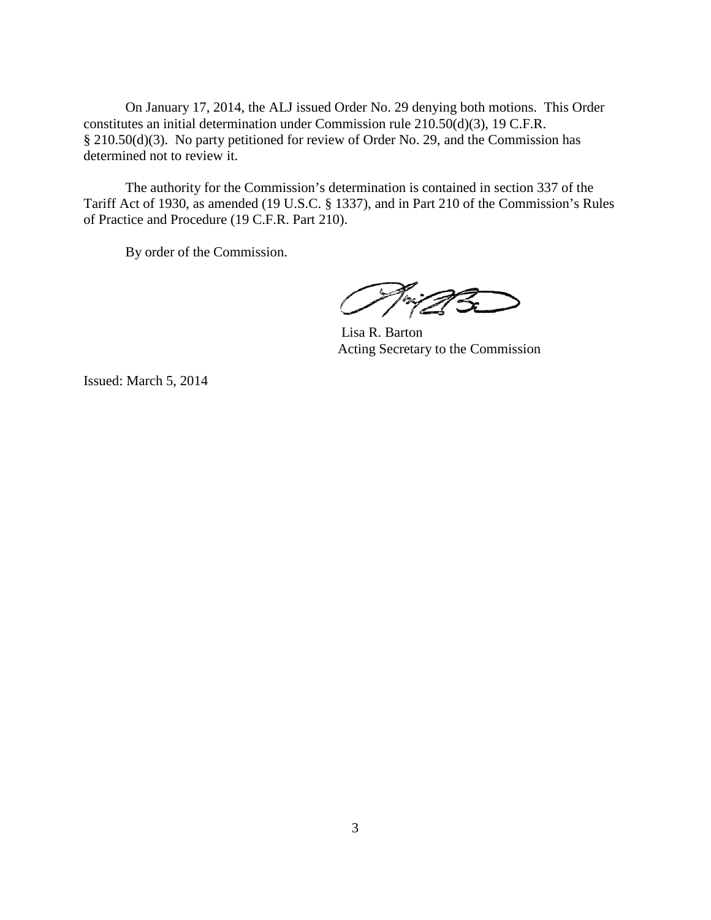On January 17, 2014, the ALJ issued Order No. 29 denying both motions. This Order constitutes an initial determination under Commission rule 210.50(d)(3), 19 C.F.R. § 210.50(d)(3). No party petitioned for review of Order No. 29, and the Commission has determined not to review it.

The authority for the Commission's determination is contained in section 337 of the Tariff Act of 1930, as amended (19 U.S.C. § 1337), and in Part 210 of the Commission's Rules of Practice and Procedure (19 C.F.R. Part 210).

By order of the Commission.

Lisa R. Barton
Acting Secretary to the Commission

Issued: March 5, 2014